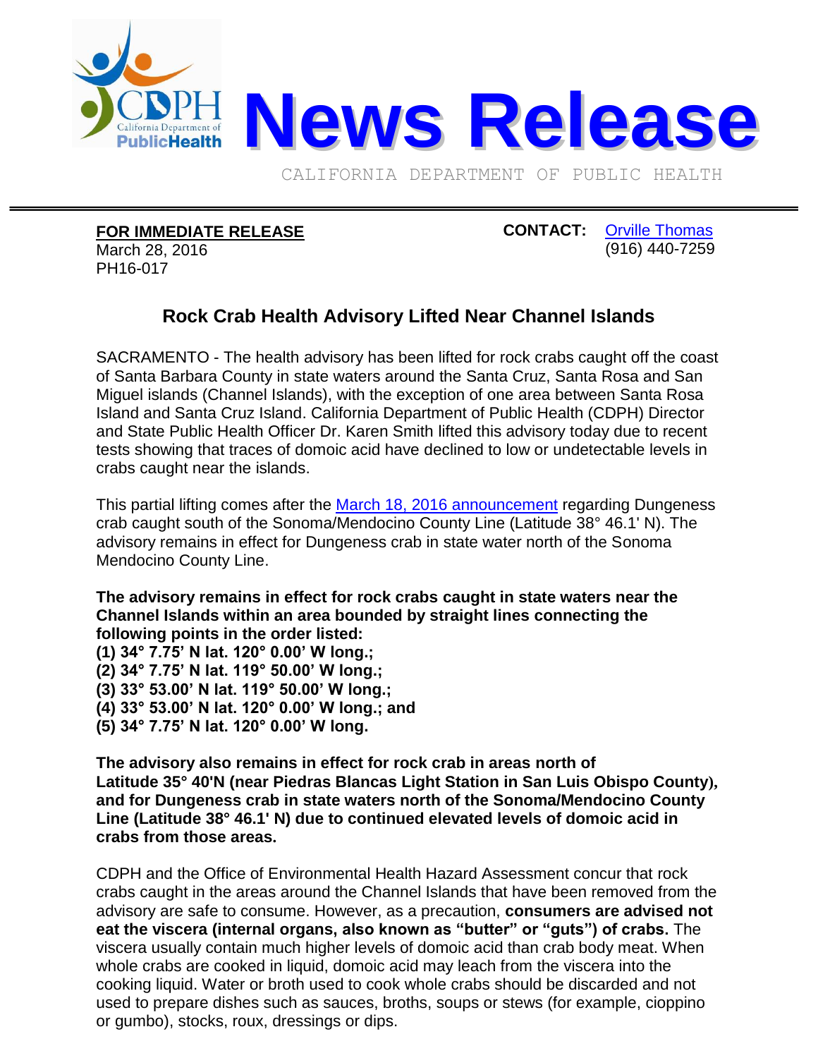# News Release

CALIFORNIA DEPARTMENT OF PUBLIC HEALTH

**FOR IMMEDIATE RELEASE**
March 28, 2016
PH16-017

**CONTACT:** Orville Thomas
(916) 440-7259

## Rock Crab Health Advisory Lifted Near Channel Islands

SACRAMENTO - The health advisory has been lifted for rock crabs caught off the coast of Santa Barbara County in state waters around the Santa Cruz, Santa Rosa and San Miguel islands (Channel Islands), with the exception of one area between Santa Rosa Island and Santa Cruz Island. California Department of Public Health (CDPH) Director and State Public Health Officer Dr. Karen Smith lifted this advisory today due to recent tests showing that traces of domoic acid have declined to low or undetectable levels in crabs caught near the islands.

This partial lifting comes after the March 18, 2016 announcement regarding Dungeness crab caught south of the Sonoma/Mendocino County Line (Latitude 38° 46.1' N). The advisory remains in effect for Dungeness crab in state water north of the Sonoma Mendocino County Line.

**The advisory remains in effect for rock crabs caught in state waters near the Channel Islands within an area bounded by straight lines connecting the following points in the order listed:**
**(1) 34° 7.75’ N lat. 120° 0.00’ W long.;**
**(2) 34° 7.75’ N lat. 119° 50.00’ W long.;**
**(3) 33° 53.00’ N lat. 119° 50.00’ W long.;**
**(4) 33° 53.00’ N lat. 120° 0.00’ W long.; and**
**(5) 34° 7.75’ N lat. 120° 0.00’ W long.**

**The advisory also remains in effect for rock crab in areas north of Latitude 35° 40'N (near Piedras Blancas Light Station in San Luis Obispo County), and for Dungeness crab in state waters north of the Sonoma/Mendocino County Line (Latitude 38° 46.1' N) due to continued elevated levels of domoic acid in crabs from those areas.**

CDPH and the Office of Environmental Health Hazard Assessment concur that rock crabs caught in the areas around the Channel Islands that have been removed from the advisory are safe to consume. However, as a precaution, **consumers are advised not eat the viscera (internal organs, also known as “butter” or “guts”) of crabs.** The viscera usually contain much higher levels of domoic acid than crab body meat. When whole crabs are cooked in liquid, domoic acid may leach from the viscera into the cooking liquid. Water or broth used to cook whole crabs should be discarded and not used to prepare dishes such as sauces, broths, soups or stews (for example, cioppino or gumbo), stocks, roux, dressings or dips.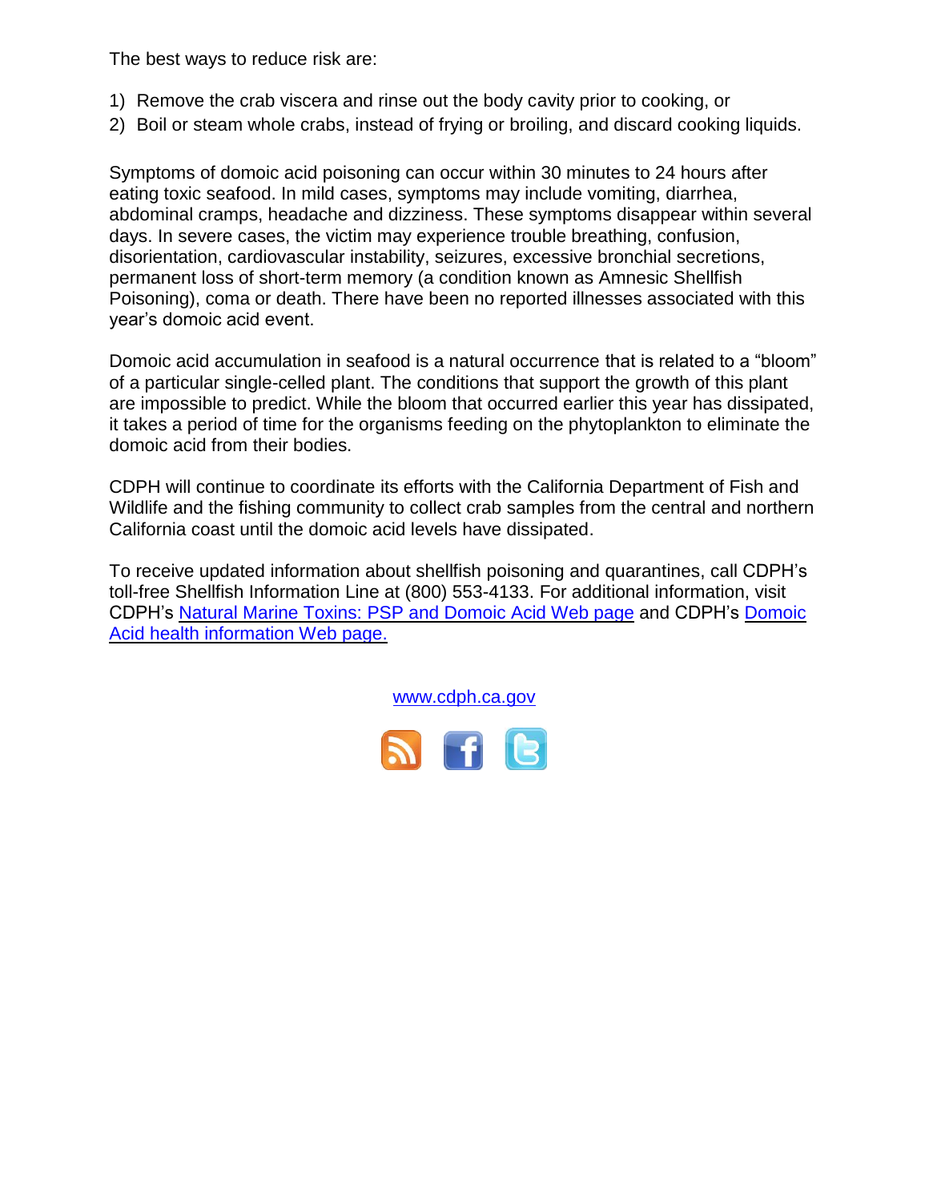The best ways to reduce risk are:

1) Remove the crab viscera and rinse out the body cavity prior to cooking, or
2) Boil or steam whole crabs, instead of frying or broiling, and discard cooking liquids.

Symptoms of domoic acid poisoning can occur within 30 minutes to 24 hours after eating toxic seafood. In mild cases, symptoms may include vomiting, diarrhea, abdominal cramps, headache and dizziness. These symptoms disappear within several days. In severe cases, the victim may experience trouble breathing, confusion, disorientation, cardiovascular instability, seizures, excessive bronchial secretions, permanent loss of short-term memory (a condition known as Amnesic Shellfish Poisoning), coma or death. There have been no reported illnesses associated with this year's domoic acid event.

Domoic acid accumulation in seafood is a natural occurrence that is related to a "bloom" of a particular single-celled plant. The conditions that support the growth of this plant are impossible to predict. While the bloom that occurred earlier this year has dissipated, it takes a period of time for the organisms feeding on the phytoplankton to eliminate the domoic acid from their bodies.

CDPH will continue to coordinate its efforts with the California Department of Fish and Wildlife and the fishing community to collect crab samples from the central and northern California coast until the domoic acid levels have dissipated.

To receive updated information about shellfish poisoning and quarantines, call CDPH's toll-free Shellfish Information Line at (800) 553-4133. For additional information, visit CDPH's Natural Marine Toxins: PSP and Domoic Acid Web page and CDPH's Domoic Acid health information Web page.

www.cdph.ca.gov